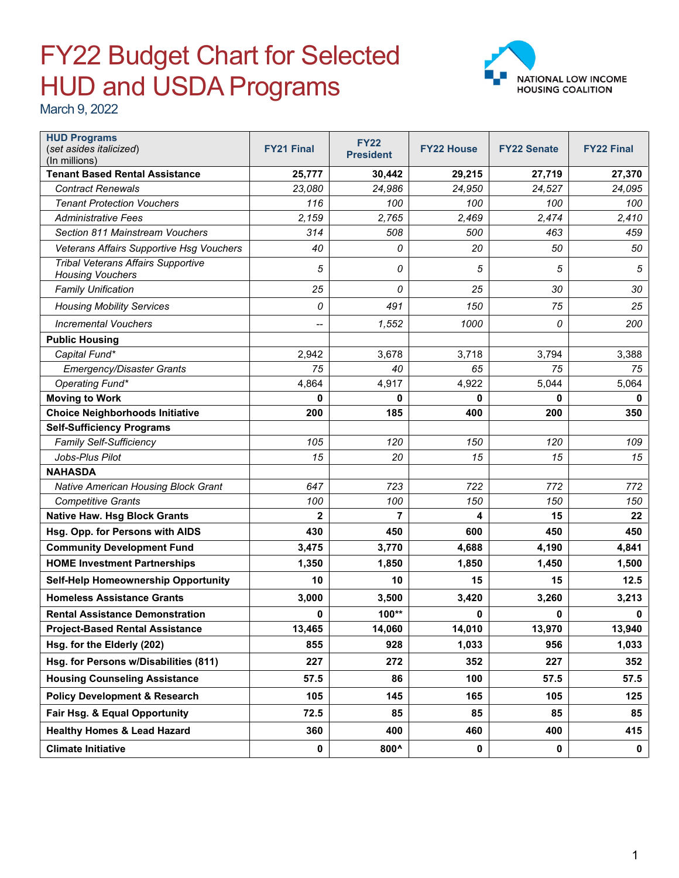# FY22 Budget Chart for Selected HUD and USDA Programs

March 9, 2022

NATIONAL LOW INCOME HOUSING COALITION

| **HUD Programs** (*set asides italicized*) (In millions) | **FY21 Final** | **FY22 President** | **FY22 House** | **FY22 Senate** | **FY22 Final** |
|---|---|---|---|---|---|
| **Tenant Based Rental Assistance** | **25,777** | **30,442** | **29,215** | **27,719** | **27,370** |
| *Contract Renewals* | *23,080* | *24,986* | *24,950* | *24,527* | *24,095* |
| *Tenant Protection Vouchers* | *116* | *100* | *100* | *100* | *100* |
| *Administrative Fees* | *2,159* | *2,765* | *2,469* | *2,474* | *2,410* |
| *Section 811 Mainstream Vouchers* | *314* | *508* | *500* | *463* | *459* |
| *Veterans Affairs Supportive Hsg Vouchers* | *40* | *0* | *20* | *50* | *50* |
| *Tribal Veterans Affairs Supportive Housing Vouchers* | *5* | *0* | *5* | *5* | *5* |
| *Family Unification* | *25* | *0* | *25* | *30* | *30* |
| *Housing Mobility Services* | *0* | *491* | *150* | *75* | *25* |
| *Incremental Vouchers* | -- | *1,552* | *1000* | *0* | *200* |
| **Public Housing** | | | | | |
| *Capital Fund** | 2,942 | 3,678 | 3,718 | 3,794 | 3,388 |
| *Emergency/Disaster Grants* | *75* | *40* | *65* | *75* | *75* |
| *Operating Fund** | 4,864 | 4,917 | 4,922 | 5,044 | 5,064 |
| **Moving to Work** | **0** | **0** | **0** | **0** | **0** |
| **Choice Neighborhoods Initiative** | **200** | **185** | **400** | **200** | **350** |
| **Self-Sufficiency Programs** | | | | | |
| *Family Self-Sufficiency* | *105* | *120* | *150* | *120* | *109* |
| *Jobs-Plus Pilot* | *15* | *20* | *15* | *15* | *15* |
| **NAHASDA** | | | | | |
| *Native American Housing Block Grant* | *647* | *723* | *722* | *772* | *772* |
| *Competitive Grants* | *100* | *100* | *150* | *150* | *150* |
| **Native Haw. Hsg Block Grants** | **2** | **7** | **4** | **15** | **22** |
| **Hsg. Opp. for Persons with AIDS** | **430** | **450** | **600** | **450** | **450** |
| **Community Development Fund** | **3,475** | **3,770** | **4,688** | **4,190** | **4,841** |
| **HOME Investment Partnerships** | **1,350** | **1,850** | **1,850** | **1,450** | **1,500** |
| **Self-Help Homeownership Opportunity** | **10** | **10** | **15** | **15** | **12.5** |
| **Homeless Assistance Grants** | **3,000** | **3,500** | **3,420** | **3,260** | **3,213** |
| **Rental Assistance Demonstration** | **0** | **100**** | **0** | **0** | **0** |
| **Project-Based Rental Assistance** | **13,465** | **14,060** | **14,010** | **13,970** | **13,940** |
| **Hsg. for the Elderly (202)** | **855** | **928** | **1,033** | **956** | **1,033** |
| **Hsg. for Persons w/Disabilities (811)** | **227** | **272** | **352** | **227** | **352** |
| **Housing Counseling Assistance** | **57.5** | **86** | **100** | **57.5** | **57.5** |
| **Policy Development & Research** | **105** | **145** | **165** | **105** | **125** |
| **Fair Hsg. & Equal Opportunity** | **72.5** | **85** | **85** | **85** | **85** |
| **Healthy Homes & Lead Hazard** | **360** | **400** | **460** | **400** | **415** |
| **Climate Initiative** | **0** | **800^** | **0** | **0** | **0** |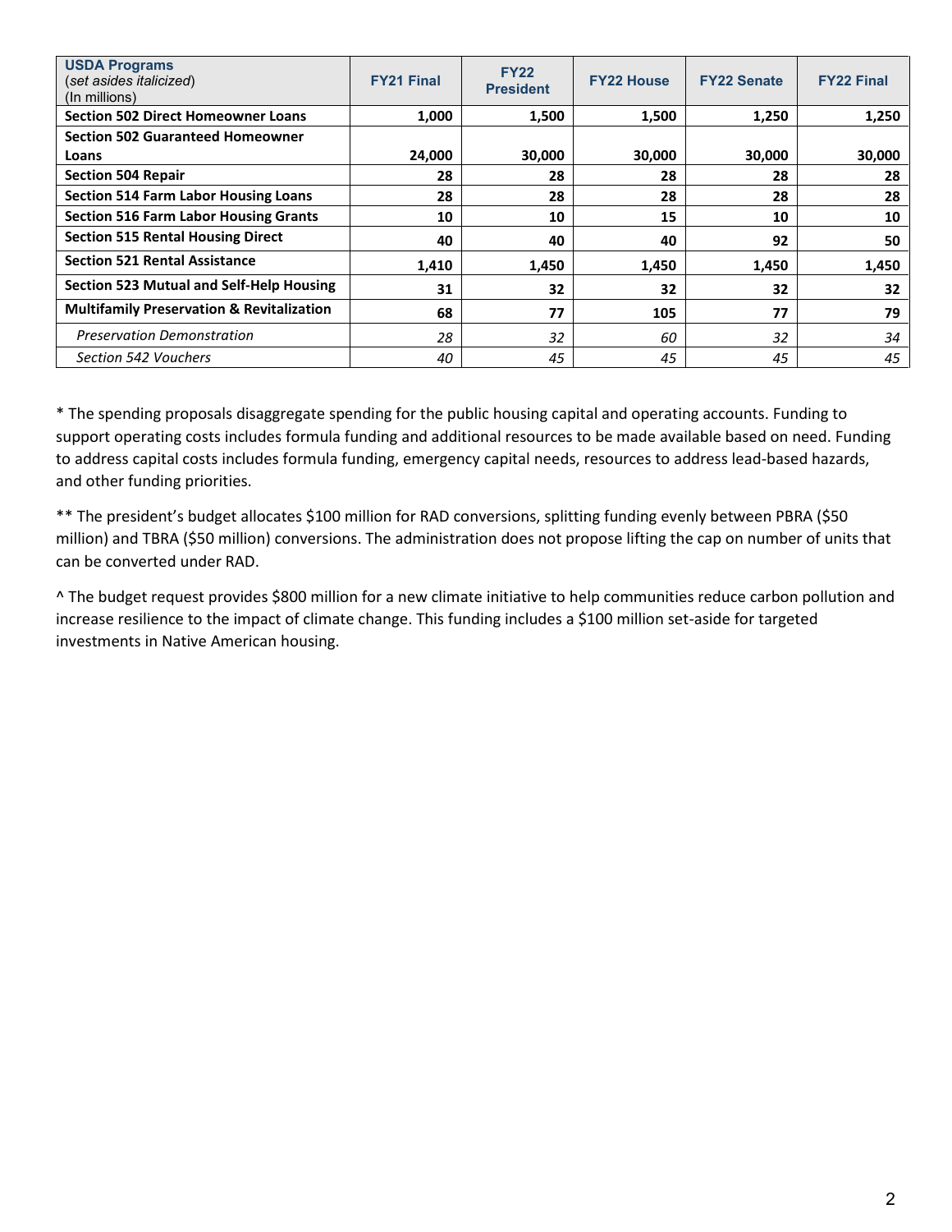| **USDA Programs** (*set asides italicized*) (In millions) | **FY21 Final** | **FY22 President** | **FY22 House** | **FY22 Senate** | **FY22 Final** |
|---|---|---|---|---|---|
| **Section 502 Direct Homeowner Loans** | **1,000** | **1,500** | **1,500** | **1,250** | **1,250** |
| **Section 502 Guaranteed Homeowner Loans** | **24,000** | **30,000** | **30,000** | **30,000** | **30,000** |
| **Section 504 Repair** | **28** | **28** | **28** | **28** | **28** |
| **Section 514 Farm Labor Housing Loans** | **28** | **28** | **28** | **28** | **28** |
| **Section 516 Farm Labor Housing Grants** | **10** | **10** | **15** | **10** | **10** |
| **Section 515 Rental Housing Direct** | **40** | **40** | **40** | **92** | **50** |
| **Section 521 Rental Assistance** | **1,410** | **1,450** | **1,450** | **1,450** | **1,450** |
| **Section 523 Mutual and Self-Help Housing** | **31** | **32** | **32** | **32** | **32** |
| **Multifamily Preservation & Revitalization** | **68** | **77** | **105** | **77** | **79** |
| *Preservation Demonstration* | *28* | *32* | *60* | *32* | *34* |
| *Section 542 Vouchers* | *40* | *45* | *45* | *45* | *45* |

* The spending proposals disaggregate spending for the public housing capital and operating accounts. Funding to support operating costs includes formula funding and additional resources to be made available based on need. Funding to address capital costs includes formula funding, emergency capital needs, resources to address lead-based hazards, and other funding priorities.

** The president's budget allocates $100 million for RAD conversions, splitting funding evenly between PBRA ($50 million) and TBRA ($50 million) conversions. The administration does not propose lifting the cap on number of units that can be converted under RAD.

^ The budget request provides $800 million for a new climate initiative to help communities reduce carbon pollution and increase resilience to the impact of climate change. This funding includes a $100 million set-aside for targeted investments in Native American housing.